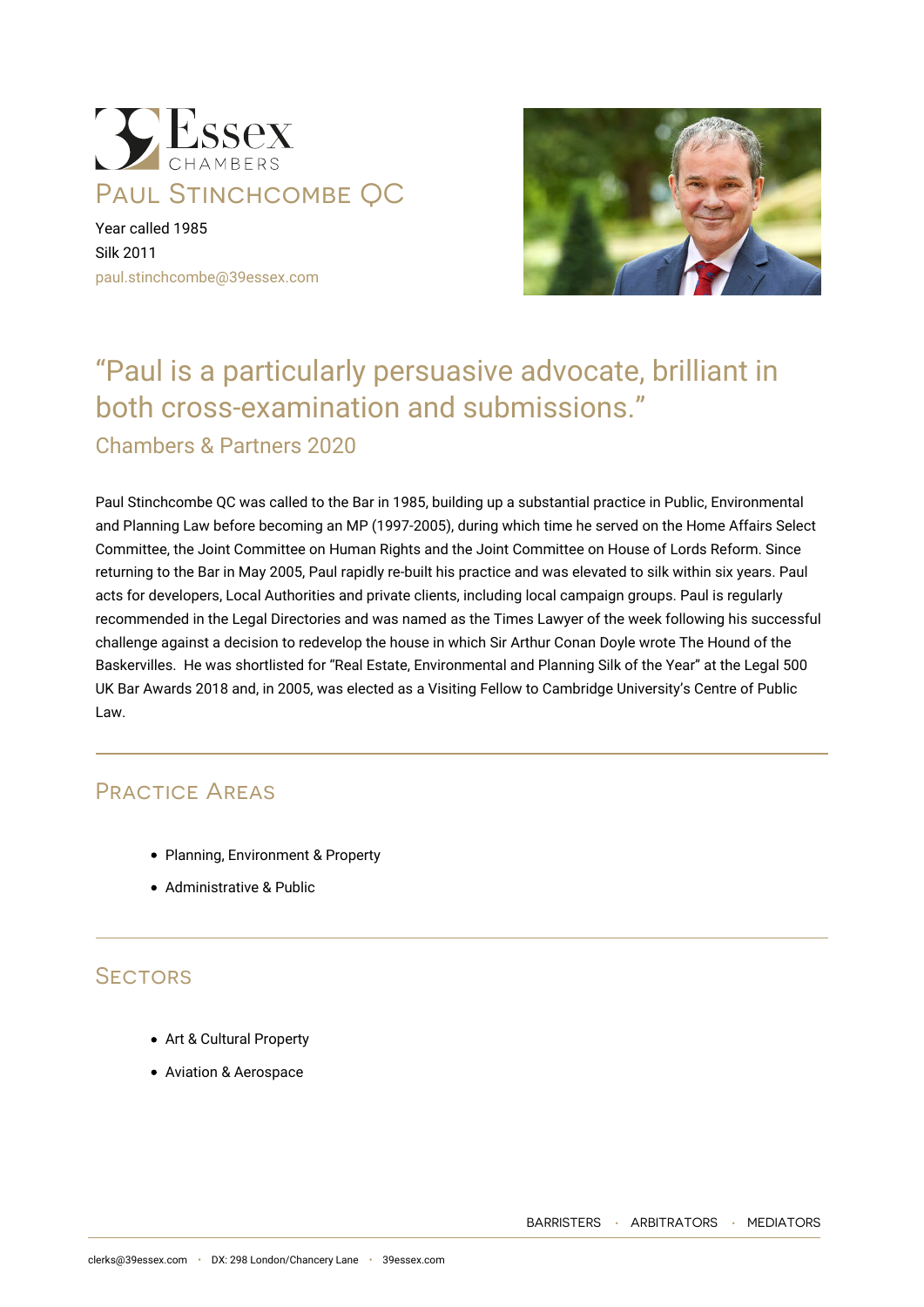# Paul Stinchcombe QC

Year called 1985
Silk 2011
paul.stinchcombe@39essex.com

## "Paul is a particularly persuasive advocate, brilliant in both cross-examination and submissions."

Chambers & Partners 2020

Paul Stinchcombe QC was called to the Bar in 1985, building up a substantial practice in Public, Environmental and Planning Law before becoming an MP (1997-2005), during which time he served on the Home Affairs Select Committee, the Joint Committee on Human Rights and the Joint Committee on House of Lords Reform. Since returning to the Bar in May 2005, Paul rapidly re-built his practice and was elevated to silk within six years. Paul acts for developers, Local Authorities and private clients, including local campaign groups. Paul is regularly recommended in the Legal Directories and was named as the Times Lawyer of the week following his successful challenge against a decision to redevelop the house in which Sir Arthur Conan Doyle wrote The Hound of the Baskervilles. He was shortlisted for "Real Estate, Environmental and Planning Silk of the Year" at the Legal 500 UK Bar Awards 2018 and, in 2005, was elected as a Visiting Fellow to Cambridge University's Centre of Public Law.

## Practice Areas

- Planning, Environment & Property
- Administrative & Public

## Sectors

- Art & Cultural Property
- Aviation & Aerospace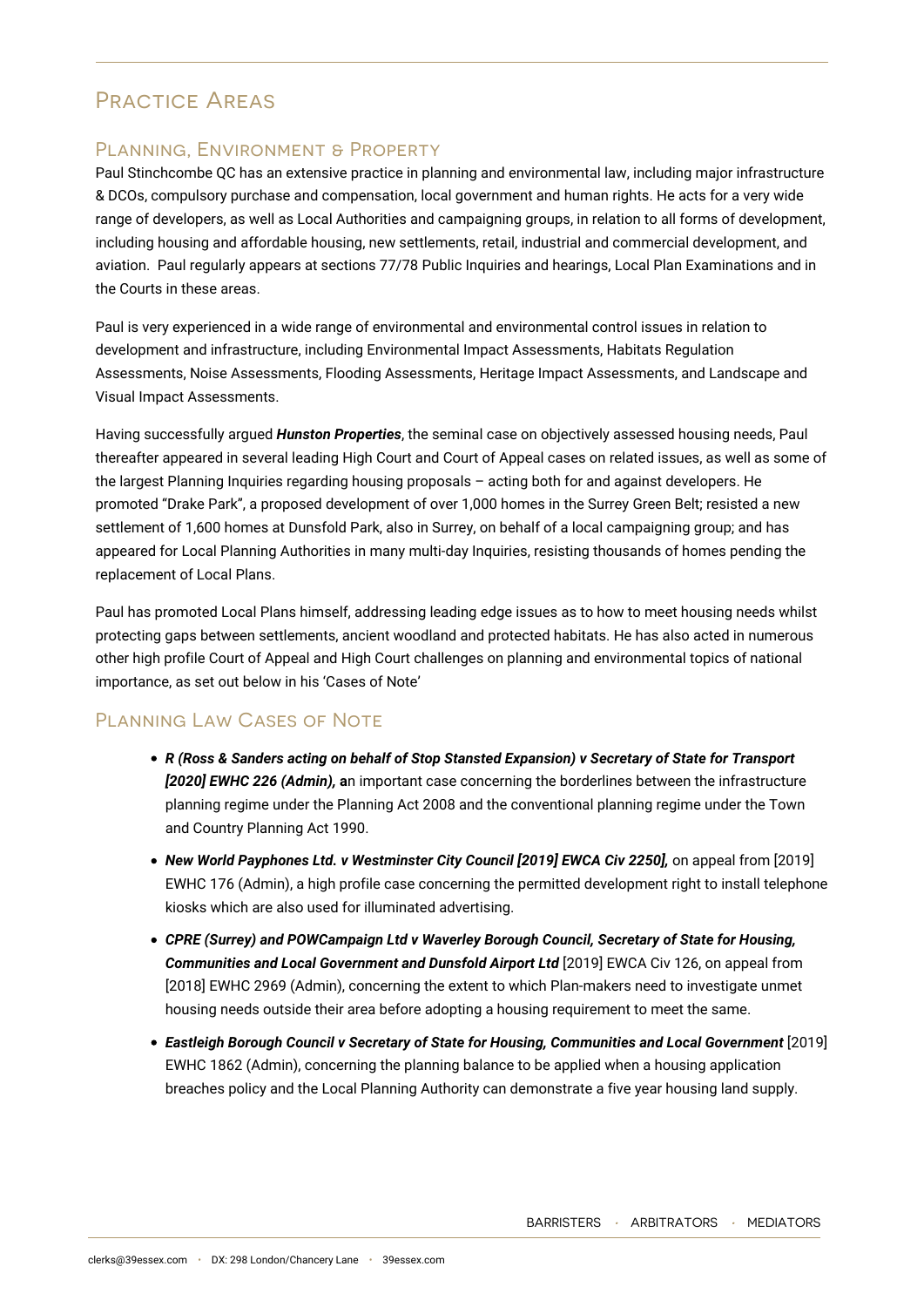## Practice Areas

### Planning, Environment & Property

Paul Stinchcombe QC has an extensive practice in planning and environmental law, including major infrastructure & DCOs, compulsory purchase and compensation, local government and human rights. He acts for a very wide range of developers, as well as Local Authorities and campaigning groups, in relation to all forms of development, including housing and affordable housing, new settlements, retail, industrial and commercial development, and aviation. Paul regularly appears at sections 77/78 Public Inquiries and hearings, Local Plan Examinations and in the Courts in these areas.

Paul is very experienced in a wide range of environmental and environmental control issues in relation to development and infrastructure, including Environmental Impact Assessments, Habitats Regulation Assessments, Noise Assessments, Flooding Assessments, Heritage Impact Assessments, and Landscape and Visual Impact Assessments.

Having successfully argued ***Hunston Properties***, the seminal case on objectively assessed housing needs, Paul thereafter appeared in several leading High Court and Court of Appeal cases on related issues, as well as some of the largest Planning Inquiries regarding housing proposals – acting both for and against developers. He promoted "Drake Park", a proposed development of over 1,000 homes in the Surrey Green Belt; resisted a new settlement of 1,600 homes at Dunsfold Park, also in Surrey, on behalf of a local campaigning group; and has appeared for Local Planning Authorities in many multi-day Inquiries, resisting thousands of homes pending the replacement of Local Plans.

Paul has promoted Local Plans himself, addressing leading edge issues as to how to meet housing needs whilst protecting gaps between settlements, ancient woodland and protected habitats. He has also acted in numerous other high profile Court of Appeal and High Court challenges on planning and environmental topics of national importance, as set out below in his 'Cases of Note'

### Planning Law Cases of Note

- ***R (Ross & Sanders acting on behalf of Stop Stansted Expansion) v Secretary of State for Transport [2020] EWHC 226 (Admin),*** **a**n important case concerning the borderlines between the infrastructure planning regime under the Planning Act 2008 and the conventional planning regime under the Town and Country Planning Act 1990.
- ***New World Payphones Ltd. v Westminster City Council [2019] EWCA Civ 2250],*** on appeal from [2019] EWHC 176 (Admin), a high profile case concerning the permitted development right to install telephone kiosks which are also used for illuminated advertising.
- ***CPRE (Surrey) and POWCampaign Ltd v Waverley Borough Council, Secretary of State for Housing, Communities and Local Government and Dunsfold Airport Ltd*** [2019] EWCA Civ 126, on appeal from [2018] EWHC 2969 (Admin), concerning the extent to which Plan-makers need to investigate unmet housing needs outside their area before adopting a housing requirement to meet the same.
- ***Eastleigh Borough Council v Secretary of State for Housing, Communities and Local Government*** [2019] EWHC 1862 (Admin), concerning the planning balance to be applied when a housing application breaches policy and the Local Planning Authority can demonstrate a five year housing land supply.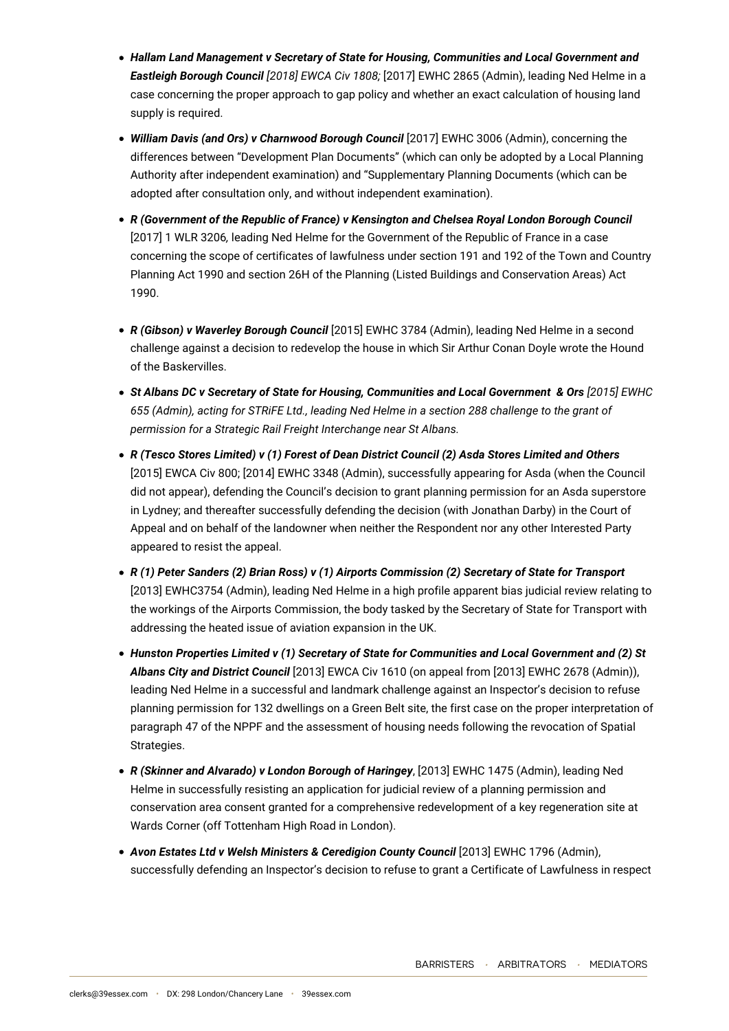- ***Hallam Land Management v Secretary of State for Housing, Communities and Local Government and Eastleigh Borough Council*** *[2018] EWCA Civ 1808;* [2017] EWHC 2865 (Admin), leading Ned Helme in a case concerning the proper approach to gap policy and whether an exact calculation of housing land supply is required.
- ***William Davis (and Ors) v Charnwood Borough Council*** [2017] EWHC 3006 (Admin), concerning the differences between "Development Plan Documents" (which can only be adopted by a Local Planning Authority after independent examination) and "Supplementary Planning Documents (which can be adopted after consultation only, and without independent examination).
- ***R (Government of the Republic of France) v Kensington and Chelsea Royal London Borough Council*** [2017] 1 WLR 3206, leading Ned Helme for the Government of the Republic of France in a case concerning the scope of certificates of lawfulness under section 191 and 192 of the Town and Country Planning Act 1990 and section 26H of the Planning (Listed Buildings and Conservation Areas) Act 1990.
- ***R (Gibson) v Waverley Borough Council*** [2015] EWHC 3784 (Admin), leading Ned Helme in a second challenge against a decision to redevelop the house in which Sir Arthur Conan Doyle wrote the Hound of the Baskervilles.
- ***St Albans DC v Secretary of State for Housing, Communities and Local Government & Ors*** *[2015] EWHC 655 (Admin), acting for STRiFE Ltd., leading Ned Helme in a section 288 challenge to the grant of permission for a Strategic Rail Freight Interchange near St Albans.*
- ***R (Tesco Stores Limited) v (1) Forest of Dean District Council (2) Asda Stores Limited and Others*** [2015] EWCA Civ 800; [2014] EWHC 3348 (Admin), successfully appearing for Asda (when the Council did not appear), defending the Council's decision to grant planning permission for an Asda superstore in Lydney; and thereafter successfully defending the decision (with Jonathan Darby) in the Court of Appeal and on behalf of the landowner when neither the Respondent nor any other Interested Party appeared to resist the appeal.
- ***R (1) Peter Sanders (2) Brian Ross) v (1) Airports Commission (2) Secretary of State for Transport*** [2013] EWHC3754 (Admin), leading Ned Helme in a high profile apparent bias judicial review relating to the workings of the Airports Commission, the body tasked by the Secretary of State for Transport with addressing the heated issue of aviation expansion in the UK.
- ***Hunston Properties Limited v (1) Secretary of State for Communities and Local Government and (2) St Albans City and District Council*** [2013] EWCA Civ 1610 (on appeal from [2013] EWHC 2678 (Admin)), leading Ned Helme in a successful and landmark challenge against an Inspector's decision to refuse planning permission for 132 dwellings on a Green Belt site, the first case on the proper interpretation of paragraph 47 of the NPPF and the assessment of housing needs following the revocation of Spatial Strategies.
- ***R (Skinner and Alvarado) v London Borough of Haringey***, [2013] EWHC 1475 (Admin), leading Ned Helme in successfully resisting an application for judicial review of a planning permission and conservation area consent granted for a comprehensive redevelopment of a key regeneration site at Wards Corner (off Tottenham High Road in London).
- ***Avon Estates Ltd v Welsh Ministers & Ceredigion County Council*** [2013] EWHC 1796 (Admin), successfully defending an Inspector's decision to refuse to grant a Certificate of Lawfulness in respect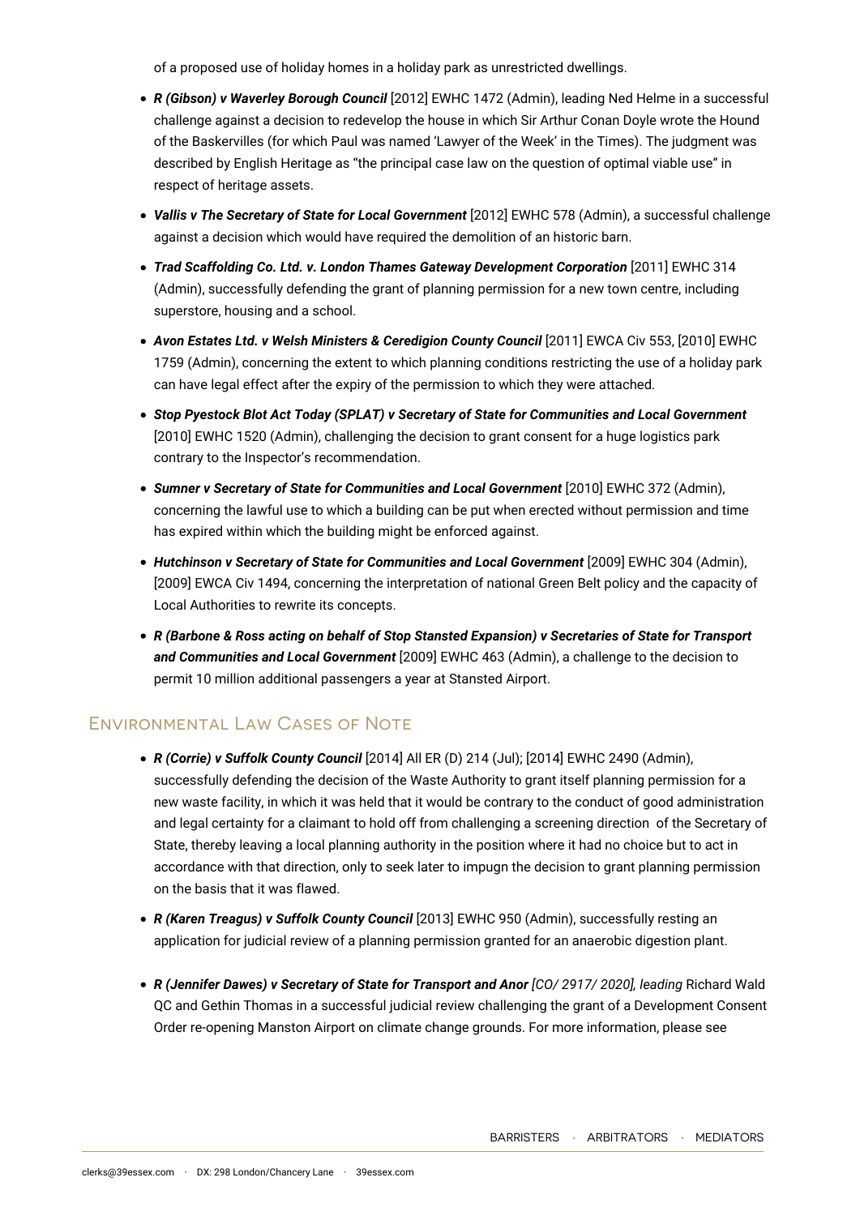of a proposed use of holiday homes in a holiday park as unrestricted dwellings.

- ***R (Gibson) v Waverley Borough Council*** [2012] EWHC 1472 (Admin), leading Ned Helme in a successful challenge against a decision to redevelop the house in which Sir Arthur Conan Doyle wrote the Hound of the Baskervilles (for which Paul was named 'Lawyer of the Week' in the Times). The judgment was described by English Heritage as "the principal case law on the question of optimal viable use" in respect of heritage assets.
- ***Vallis v The Secretary of State for Local Government*** [2012] EWHC 578 (Admin), a successful challenge against a decision which would have required the demolition of an historic barn.
- ***Trad Scaffolding Co. Ltd. v. London Thames Gateway Development Corporation*** [2011] EWHC 314 (Admin), successfully defending the grant of planning permission for a new town centre, including superstore, housing and a school.
- ***Avon Estates Ltd. v Welsh Ministers & Ceredigion County Council*** [2011] EWCA Civ 553, [2010] EWHC 1759 (Admin), concerning the extent to which planning conditions restricting the use of a holiday park can have legal effect after the expiry of the permission to which they were attached.
- ***Stop Pyestock Blot Act Today (SPLAT) v Secretary of State for Communities and Local Government*** [2010] EWHC 1520 (Admin), challenging the decision to grant consent for a huge logistics park contrary to the Inspector's recommendation.
- ***Sumner v Secretary of State for Communities and Local Government*** [2010] EWHC 372 (Admin), concerning the lawful use to which a building can be put when erected without permission and time has expired within which the building might be enforced against.
- ***Hutchinson v Secretary of State for Communities and Local Government*** [2009] EWHC 304 (Admin), [2009] EWCA Civ 1494, concerning the interpretation of national Green Belt policy and the capacity of Local Authorities to rewrite its concepts.
- ***R (Barbone & Ross acting on behalf of Stop Stansted Expansion) v Secretaries of State for Transport and Communities and Local Government*** [2009] EWHC 463 (Admin), a challenge to the decision to permit 10 million additional passengers a year at Stansted Airport.

## Environmental Law Cases of Note

- ***R (Corrie) v Suffolk County Council*** [2014] All ER (D) 214 (Jul); [2014] EWHC 2490 (Admin), successfully defending the decision of the Waste Authority to grant itself planning permission for a new waste facility, in which it was held that it would be contrary to the conduct of good administration and legal certainty for a claimant to hold off from challenging a screening direction of the Secretary of State, thereby leaving a local planning authority in the position where it had no choice but to act in accordance with that direction, only to seek later to impugn the decision to grant planning permission on the basis that it was flawed.
- ***R (Karen Treagus) v Suffolk County Council*** [2013] EWHC 950 (Admin), successfully resting an application for judicial review of a planning permission granted for an anaerobic digestion plant.
- ***R (Jennifer Dawes) v Secretary of State for Transport and Anor*** *[CO/ 2917/ 2020], leading* Richard Wald QC and Gethin Thomas in a successful judicial review challenging the grant of a Development Consent Order re-opening Manston Airport on climate change grounds. For more information, please see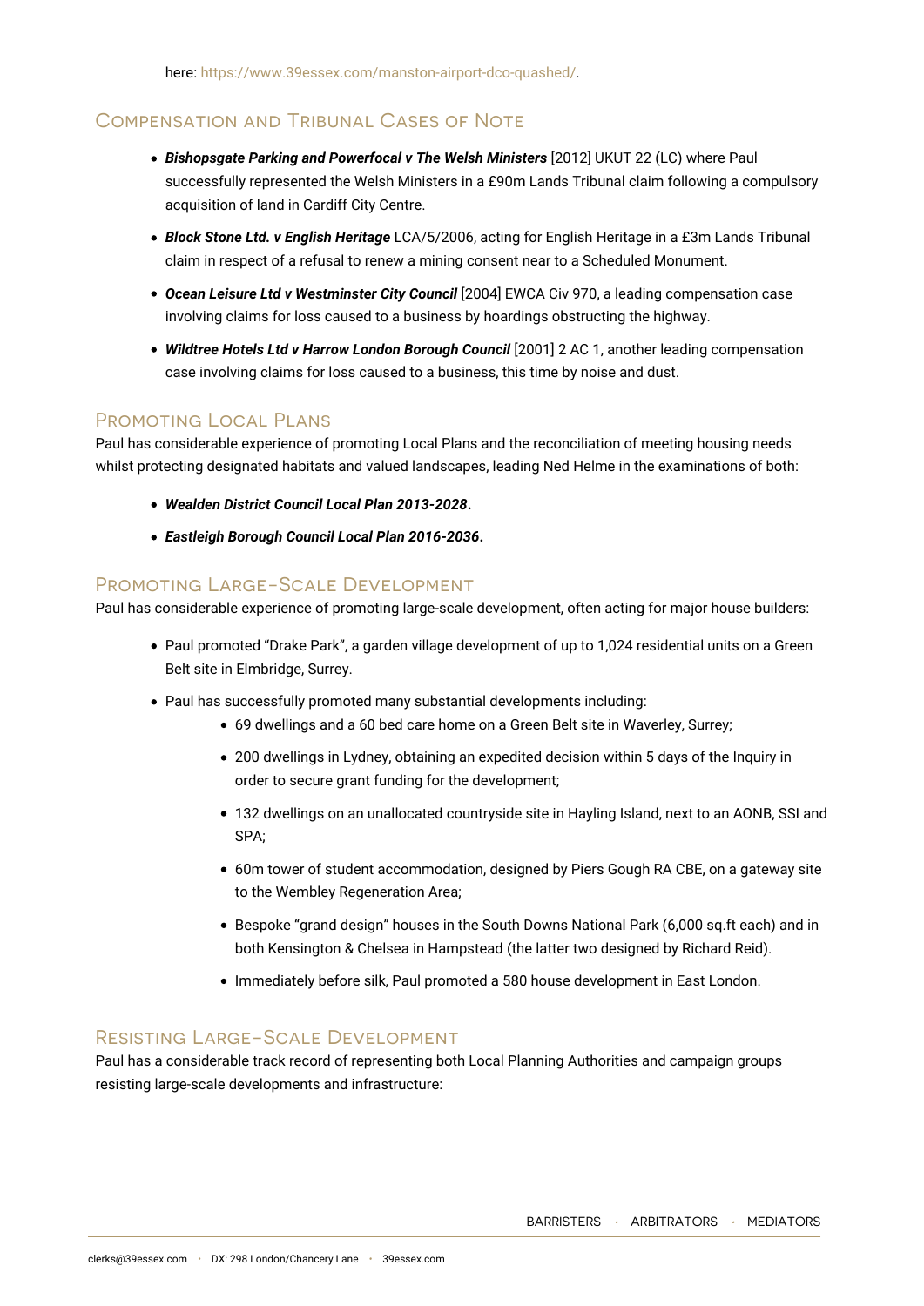here: https://www.39essex.com/manston-airport-dco-quashed/.

## Compensation and Tribunal Cases of Note

- ***Bishopsgate Parking and Powerfocal v The Welsh Ministers*** [2012] UKUT 22 (LC) where Paul successfully represented the Welsh Ministers in a £90m Lands Tribunal claim following a compulsory acquisition of land in Cardiff City Centre.
- ***Block Stone Ltd. v English Heritage*** LCA/5/2006, acting for English Heritage in a £3m Lands Tribunal claim in respect of a refusal to renew a mining consent near to a Scheduled Monument.
- ***Ocean Leisure Ltd v Westminster City Council*** [2004] EWCA Civ 970, a leading compensation case involving claims for loss caused to a business by hoardings obstructing the highway.
- ***Wildtree Hotels Ltd v Harrow London Borough Council*** [2001] 2 AC 1, another leading compensation case involving claims for loss caused to a business, this time by noise and dust.

## Promoting Local Plans

Paul has considerable experience of promoting Local Plans and the reconciliation of meeting housing needs whilst protecting designated habitats and valued landscapes, leading Ned Helme in the examinations of both:

- ***Wealden District Council Local Plan 2013-2028*.**
- ***Eastleigh Borough Council Local Plan 2016-2036*.**

## Promoting Large-Scale Development

Paul has considerable experience of promoting large-scale development, often acting for major house builders:

- Paul promoted “Drake Park”, a garden village development of up to 1,024 residential units on a Green Belt site in Elmbridge, Surrey.
- Paul has successfully promoted many substantial developments including:
    - 69 dwellings and a 60 bed care home on a Green Belt site in Waverley, Surrey;
    - 200 dwellings in Lydney, obtaining an expedited decision within 5 days of the Inquiry in order to secure grant funding for the development;
    - 132 dwellings on an unallocated countryside site in Hayling Island, next to an AONB, SSI and SPA;
    - 60m tower of student accommodation, designed by Piers Gough RA CBE, on a gateway site to the Wembley Regeneration Area;
    - Bespoke “grand design” houses in the South Downs National Park (6,000 sq.ft each) and in both Kensington & Chelsea in Hampstead (the latter two designed by Richard Reid).
    - Immediately before silk, Paul promoted a 580 house development in East London.

## Resisting Large-Scale Development

Paul has a considerable track record of representing both Local Planning Authorities and campaign groups resisting large-scale developments and infrastructure: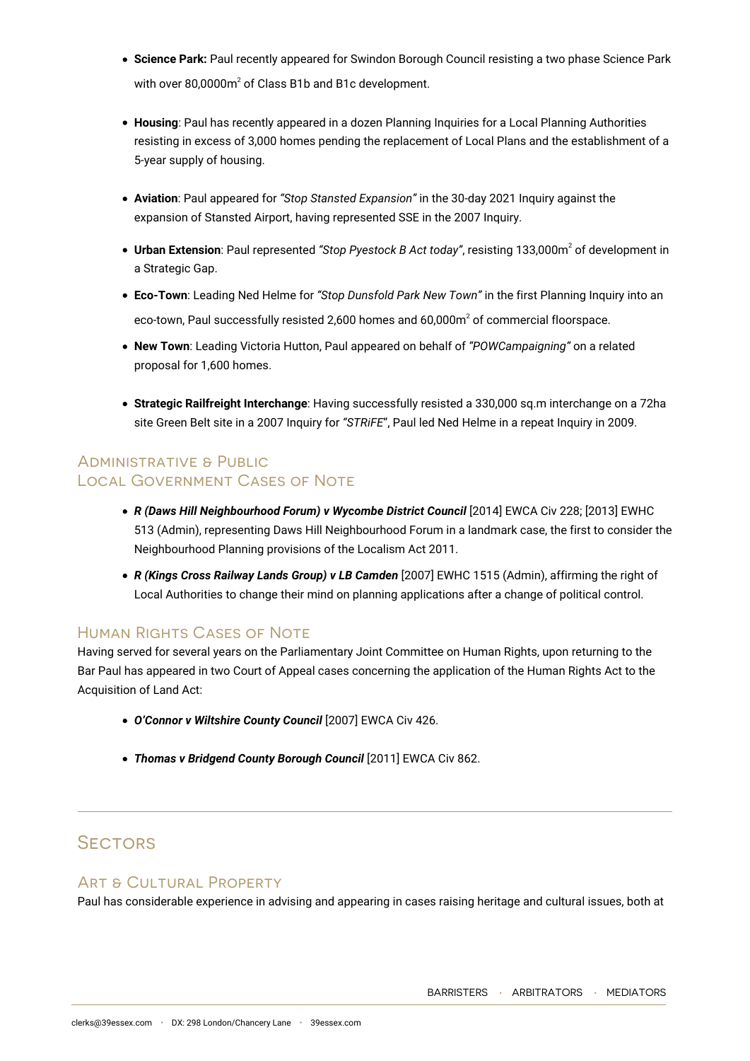- **Science Park:** Paul recently appeared for Swindon Borough Council resisting a two phase Science Park with over 80,0000m$^2$ of Class B1b and B1c development.

- **Housing**: Paul has recently appeared in a dozen Planning Inquiries for a Local Planning Authorities resisting in excess of 3,000 homes pending the replacement of Local Plans and the establishment of a 5-year supply of housing.

- **Aviation**: Paul appeared for *"Stop Stansted Expansion"* in the 30-day 2021 Inquiry against the expansion of Stansted Airport, having represented SSE in the 2007 Inquiry.

- **Urban Extension**: Paul represented *"Stop Pyestock B Act today"*, resisting 133,000m$^2$ of development in a Strategic Gap.

- **Eco-Town**: Leading Ned Helme for *"Stop Dunsfold Park New Town"* in the first Planning Inquiry into an eco-town, Paul successfully resisted 2,600 homes and 60,000m$^2$ of commercial floorspace.

- **New Town**: Leading Victoria Hutton, Paul appeared on behalf of *"POWCampaigning"* on a related proposal for 1,600 homes.

- **Strategic Railfreight Interchange**: Having successfully resisted a 330,000 sq.m interchange on a 72ha site Green Belt site in a 2007 Inquiry for *"STRiFE"*, Paul led Ned Helme in a repeat Inquiry in 2009.

### Administrative & Public Local Government Cases of Note

- ***R (Daws Hill Neighbourhood Forum) v Wycombe District Council*** [2014] EWCA Civ 228; [2013] EWHC 513 (Admin), representing Daws Hill Neighbourhood Forum in a landmark case, the first to consider the Neighbourhood Planning provisions of the Localism Act 2011.

- ***R (Kings Cross Railway Lands Group) v LB Camden*** [2007] EWHC 1515 (Admin), affirming the right of Local Authorities to change their mind on planning applications after a change of political control.

### Human Rights Cases of Note

Having served for several years on the Parliamentary Joint Committee on Human Rights, upon returning to the Bar Paul has appeared in two Court of Appeal cases concerning the application of the Human Rights Act to the Acquisition of Land Act:

- ***O'Connor v Wiltshire County Council*** [2007] EWCA Civ 426.

- ***Thomas v Bridgend County Borough Council*** [2011] EWCA Civ 862.

## Sectors

### Art & Cultural Property

Paul has considerable experience in advising and appearing in cases raising heritage and cultural issues, both at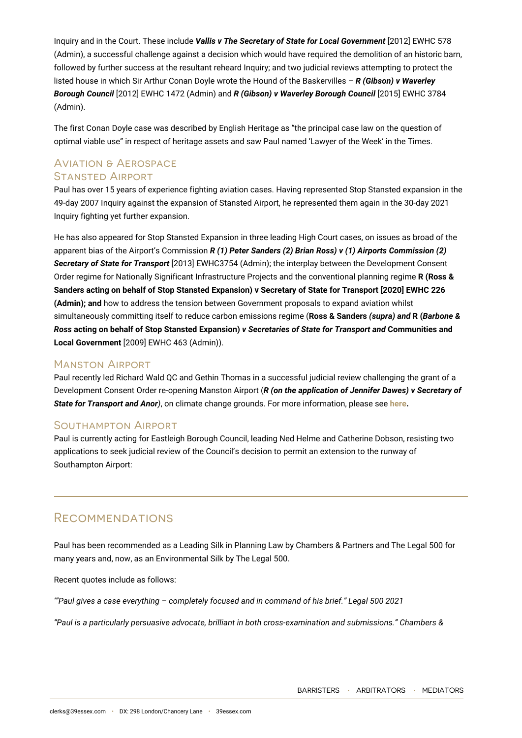Inquiry and in the Court. These include ***Vallis v The Secretary of State for Local Government*** [2012] EWHC 578 (Admin), a successful challenge against a decision which would have required the demolition of an historic barn, followed by further success at the resultant reheard Inquiry; and two judicial reviews attempting to protect the listed house in which Sir Arthur Conan Doyle wrote the Hound of the Baskervilles – ***R (Gibson) v Waverley Borough Council*** [2012] EWHC 1472 (Admin) and ***R (Gibson) v Waverley Borough Council*** [2015] EWHC 3784 (Admin).

The first Conan Doyle case was described by English Heritage as "the principal case law on the question of optimal viable use" in respect of heritage assets and saw Paul named 'Lawyer of the Week' in the Times.

## Aviation & Aerospace

### Stansted Airport

Paul has over 15 years of experience fighting aviation cases. Having represented Stop Stansted expansion in the 49-day 2007 Inquiry against the expansion of Stansted Airport, he represented them again in the 30-day 2021 Inquiry fighting yet further expansion.

He has also appeared for Stop Stansted Expansion in three leading High Court cases, on issues as broad of the apparent bias of the Airport's Commission ***R (1) Peter Sanders (2) Brian Ross) v (1) Airports Commission (2) Secretary of State for Transport*** [2013] EWHC3754 (Admin); the interplay between the Development Consent Order regime for Nationally Significant Infrastructure Projects and the conventional planning regime **R (Ross & Sanders acting on behalf of Stop Stansted Expansion) v Secretary of State for Transport [2020] EWHC 226 (Admin); and** how to address the tension between Government proposals to expand aviation whilst simultaneously committing itself to reduce carbon emissions regime (**Ross & Sanders** ***(supra) and*** **R (*Barbone & Ross* acting on behalf of Stop Stansted Expansion)** ***v Secretaries of State for Transport and*** **Communities and Local Government** [2009] EWHC 463 (Admin)).

### Manston Airport

Paul recently led Richard Wald QC and Gethin Thomas in a successful judicial review challenging the grant of a Development Consent Order re-opening Manston Airport (***R (on the application of Jennifer Dawes) v Secretary of State for Transport and Anor)***, on climate change grounds. For more information, please see **here.**

### Southampton Airport

Paul is currently acting for Eastleigh Borough Council, leading Ned Helme and Catherine Dobson, resisting two applications to seek judicial review of the Council's decision to permit an extension to the runway of Southampton Airport:

---

## Recommendations

Paul has been recommended as a Leading Silk in Planning Law by Chambers & Partners and The Legal 500 for many years and, now, as an Environmental Silk by The Legal 500.

Recent quotes include as follows:

*'"Paul gives a case everything – completely focused and in command of his brief." Legal 500 2021*

*"Paul is a particularly persuasive advocate, brilliant in both cross-examination and submissions." Chambers &*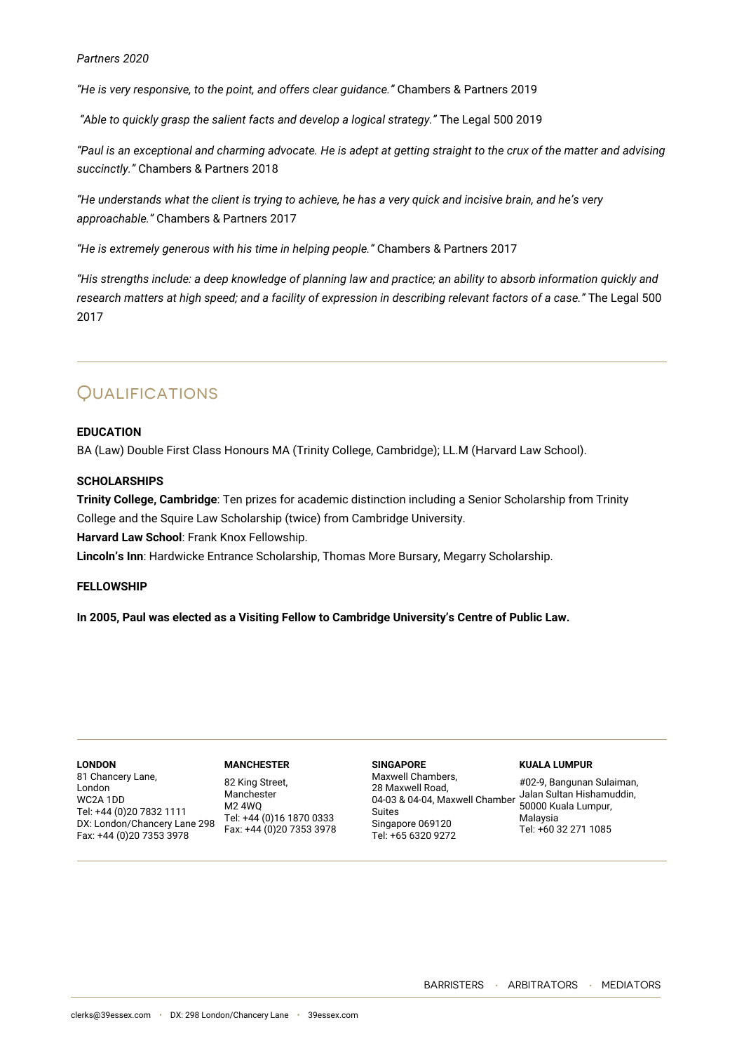*Partners 2020*

*"He is very responsive, to the point, and offers clear guidance."* Chambers & Partners 2019

*"Able to quickly grasp the salient facts and develop a logical strategy."* The Legal 500 2019

*"Paul is an exceptional and charming advocate. He is adept at getting straight to the crux of the matter and advising succinctly."* Chambers & Partners 2018

*"He understands what the client is trying to achieve, he has a very quick and incisive brain, and he's very approachable."* Chambers & Partners 2017

*"He is extremely generous with his time in helping people."* Chambers & Partners 2017

*"His strengths include: a deep knowledge of planning law and practice; an ability to absorb information quickly and research matters at high speed; and a facility of expression in describing relevant factors of a case."* The Legal 500 2017

## Qualifications

**EDUCATION**

BA (Law) Double First Class Honours MA (Trinity College, Cambridge); LL.M (Harvard Law School).

**SCHOLARSHIPS**

**Trinity College, Cambridge**: Ten prizes for academic distinction including a Senior Scholarship from Trinity College and the Squire Law Scholarship (twice) from Cambridge University.

**Harvard Law School**: Frank Knox Fellowship.

**Lincoln's Inn**: Hardwicke Entrance Scholarship, Thomas More Bursary, Megarry Scholarship.

**FELLOWSHIP**

**In 2005, Paul was elected as a Visiting Fellow to Cambridge University's Centre of Public Law.**

**LONDON**
81 Chancery Lane,
London
WC2A 1DD
Tel: +44 (0)20 7832 1111
DX: London/Chancery Lane 298
Fax: +44 (0)20 7353 3978

**MANCHESTER**
82 King Street,
Manchester
M2 4WQ
Tel: +44 (0)16 1870 0333
Fax: +44 (0)20 7353 3978

**SINGAPORE**
Maxwell Chambers,
28 Maxwell Road,
04-03 & 04-04, Maxwell Chamber Suites
Singapore 069120
Tel: +65 6320 9272

**KUALA LUMPUR**
#02-9, Bangunan Sulaiman,
Jalan Sultan Hishamuddin,
50000 Kuala Lumpur,
Malaysia
Tel: +60 32 271 1085